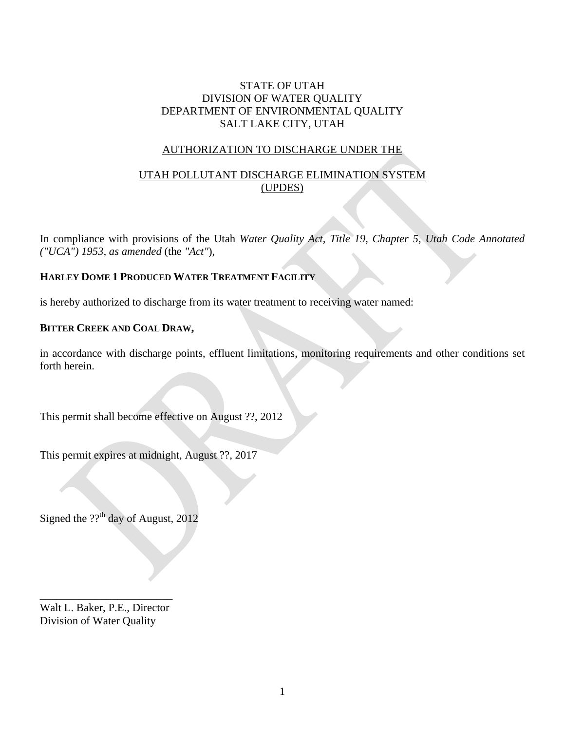STATE OF UTAH
DIVISION OF WATER QUALITY
DEPARTMENT OF ENVIRONMENTAL QUALITY
SALT LAKE CITY, UTAH

AUTHORIZATION TO DISCHARGE UNDER THE

UTAH POLLUTANT DISCHARGE ELIMINATION SYSTEM
(UPDES)

In compliance with provisions of the Utah *Water Quality Act, Title 19, Chapter 5, Utah Code Annotated ("UCA") 1953, as amended* (the *"Act"*),

**HARLEY DOME 1 PRODUCED WATER TREATMENT FACILITY**

is hereby authorized to discharge from its water treatment to receiving water named:

**BITTER CREEK AND COAL DRAW,**

in accordance with discharge points, effluent limitations, monitoring requirements and other conditions set forth herein.

This permit shall become effective on August ??, 2012

This permit expires at midnight, August ??, 2017

Signed the ??th day of August, 2012

\_\_\_\_\_\_\_\_\_\_\_\_\_\_\_\_\_\_\_\_\_\_\_\_
Walt L. Baker, P.E., Director
Division of Water Quality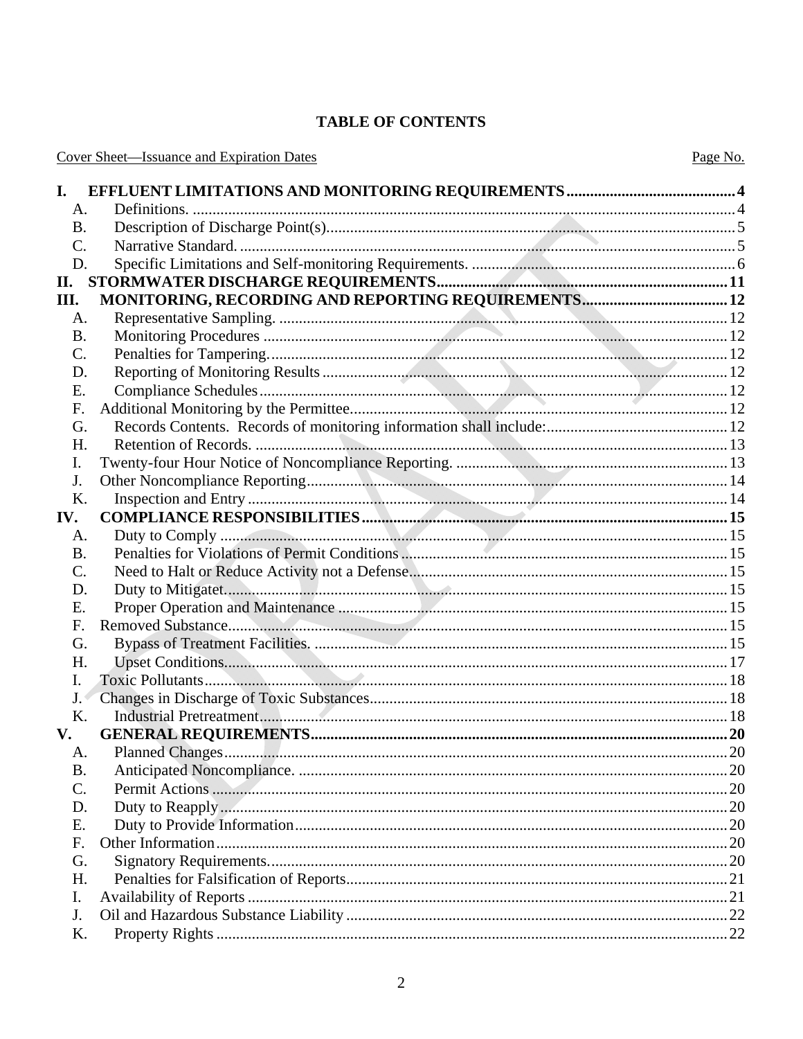# TABLE OF CONTENTS

Cover Sheet—Issuance and Expiration Dates — Page No.

**I. EFFLUENT LIMITATIONS AND MONITORING REQUIREMENTS** .......... 4
- A. Definitions. .......... 4
- B. Description of Discharge Point(s) .......... 5
- C. Narrative Standard. .......... 5
- D. Specific Limitations and Self-monitoring Requirements. .......... 6

**II. STORMWATER DISCHARGE REQUIREMENTS** .......... 11

**III. MONITORING, RECORDING AND REPORTING REQUIREMENTS** .......... 12
- A. Representative Sampling. .......... 12
- B. Monitoring Procedures .......... 12
- C. Penalties for Tampering. .......... 12
- D. Reporting of Monitoring Results .......... 12
- E. Compliance Schedules .......... 12
- F. Additional Monitoring by the Permittee. .......... 12
- G. Records Contents. Records of monitoring information shall include: .......... 12
- H. Retention of Records. .......... 13
- I. Twenty-four Hour Notice of Noncompliance Reporting. .......... 13
- J. Other Noncompliance Reporting .......... 14
- K. Inspection and Entry .......... 14

**IV. COMPLIANCE RESPONSIBILITIES** .......... 15
- A. Duty to Comply .......... 15
- B. Penalties for Violations of Permit Conditions .......... 15
- C. Need to Halt or Reduce Activity not a Defense .......... 15
- D. Duty to Mitigatet. .......... 15
- E. Proper Operation and Maintenance .......... 15
- F. Removed Substance. .......... 15
- G. Bypass of Treatment Facilities. .......... 15
- H. Upset Conditions. .......... 17
- I. Toxic Pollutants .......... 18
- J. Changes in Discharge of Toxic Substances .......... 18
- K. Industrial Pretreatment .......... 18

**V. GENERAL REQUIREMENTS** .......... 20
- A. Planned Changes .......... 20
- B. Anticipated Noncompliance. .......... 20
- C. Permit Actions .......... 20
- D. Duty to Reapply .......... 20
- E. Duty to Provide Information .......... 20
- F. Other Information .......... 20
- G. Signatory Requirements. .......... 20
- H. Penalties for Falsification of Reports. .......... 21
- I. Availability of Reports .......... 21
- J. Oil and Hazardous Substance Liability .......... 22
- K. Property Rights .......... 22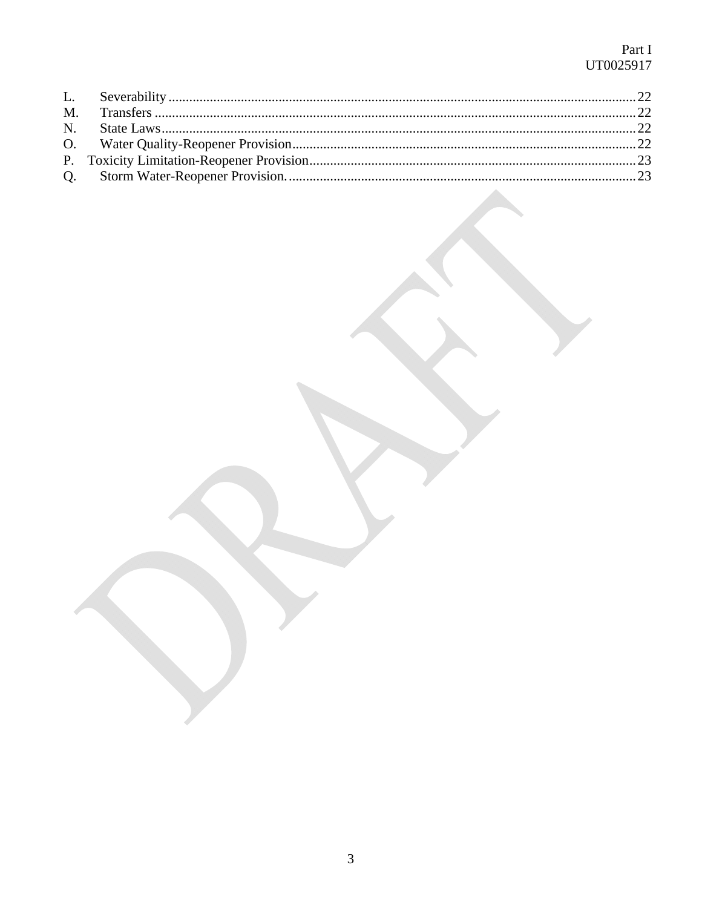L. Severability ........ 22
M. Transfers ........ 22
N. State Laws ........ 22
O. Water Quality-Reopener Provision ........ 22
P. Toxicity Limitation-Reopener Provision ........ 23
Q. Storm Water-Reopener Provision. ........ 23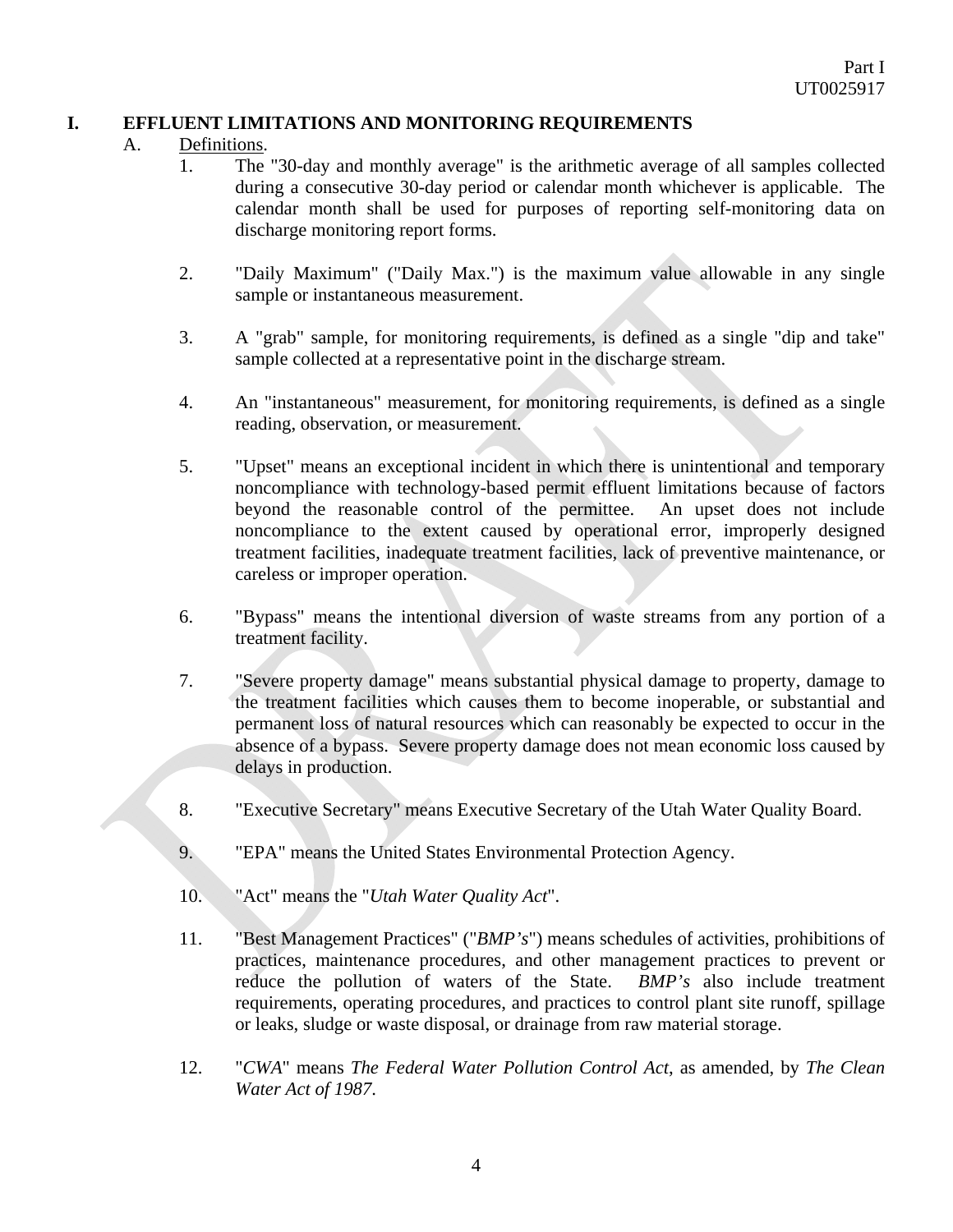# I. EFFLUENT LIMITATIONS AND MONITORING REQUIREMENTS

A. Definitions.

1. The "30-day and monthly average" is the arithmetic average of all samples collected during a consecutive 30-day period or calendar month whichever is applicable. The calendar month shall be used for purposes of reporting self-monitoring data on discharge monitoring report forms.

2. "Daily Maximum" ("Daily Max.") is the maximum value allowable in any single sample or instantaneous measurement.

3. A "grab" sample, for monitoring requirements, is defined as a single "dip and take" sample collected at a representative point in the discharge stream.

4. An "instantaneous" measurement, for monitoring requirements, is defined as a single reading, observation, or measurement.

5. "Upset" means an exceptional incident in which there is unintentional and temporary noncompliance with technology-based permit effluent limitations because of factors beyond the reasonable control of the permittee. An upset does not include noncompliance to the extent caused by operational error, improperly designed treatment facilities, inadequate treatment facilities, lack of preventive maintenance, or careless or improper operation.

6. "Bypass" means the intentional diversion of waste streams from any portion of a treatment facility.

7. "Severe property damage" means substantial physical damage to property, damage to the treatment facilities which causes them to become inoperable, or substantial and permanent loss of natural resources which can reasonably be expected to occur in the absence of a bypass. Severe property damage does not mean economic loss caused by delays in production.

8. "Executive Secretary" means Executive Secretary of the Utah Water Quality Board.

9. "EPA" means the United States Environmental Protection Agency.

10. "Act" means the "*Utah Water Quality Act*".

11. "Best Management Practices" ("*BMP's*") means schedules of activities, prohibitions of practices, maintenance procedures, and other management practices to prevent or reduce the pollution of waters of the State. *BMP's* also include treatment requirements, operating procedures, and practices to control plant site runoff, spillage or leaks, sludge or waste disposal, or drainage from raw material storage.

12. "*CWA*" means *The Federal Water Pollution Control Act*, as amended, by *The Clean Water Act of 1987*.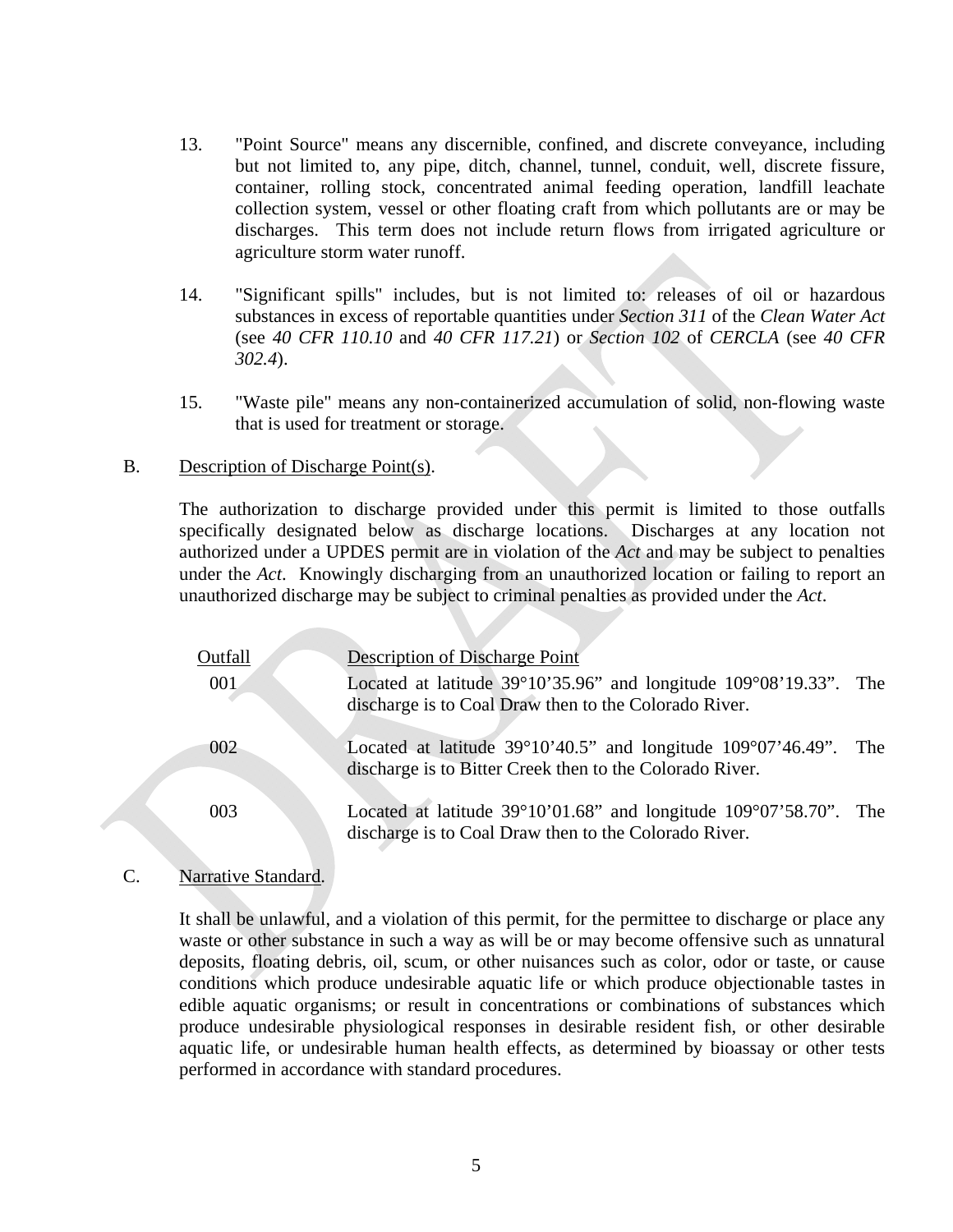13. "Point Source" means any discernible, confined, and discrete conveyance, including but not limited to, any pipe, ditch, channel, tunnel, conduit, well, discrete fissure, container, rolling stock, concentrated animal feeding operation, landfill leachate collection system, vessel or other floating craft from which pollutants are or may be discharges. This term does not include return flows from irrigated agriculture or agriculture storm water runoff.

14. "Significant spills" includes, but is not limited to: releases of oil or hazardous substances in excess of reportable quantities under *Section 311* of the *Clean Water Act* (see *40 CFR 110.10* and *40 CFR 117.21*) or *Section 102* of *CERCLA* (see *40 CFR 302.4*).

15. "Waste pile" means any non-containerized accumulation of solid, non-flowing waste that is used for treatment or storage.

B. Description of Discharge Point(s).

The authorization to discharge provided under this permit is limited to those outfalls specifically designated below as discharge locations. Discharges at any location not authorized under a UPDES permit are in violation of the *Act* and may be subject to penalties under the *Act*. Knowingly discharging from an unauthorized location or failing to report an unauthorized discharge may be subject to criminal penalties as provided under the *Act*.

| Outfall | Description of Discharge Point |
|---|---|
| 001 | Located at latitude 39°10'35.96" and longitude 109°08'19.33". The discharge is to Coal Draw then to the Colorado River. |
| 002 | Located at latitude 39°10'40.5" and longitude 109°07'46.49". The discharge is to Bitter Creek then to the Colorado River. |
| 003 | Located at latitude 39°10'01.68" and longitude 109°07'58.70". The discharge is to Coal Draw then to the Colorado River. |

C. Narrative Standard.

It shall be unlawful, and a violation of this permit, for the permittee to discharge or place any waste or other substance in such a way as will be or may become offensive such as unnatural deposits, floating debris, oil, scum, or other nuisances such as color, odor or taste, or cause conditions which produce undesirable aquatic life or which produce objectionable tastes in edible aquatic organisms; or result in concentrations or combinations of substances which produce undesirable physiological responses in desirable resident fish, or other desirable aquatic life, or undesirable human health effects, as determined by bioassay or other tests performed in accordance with standard procedures.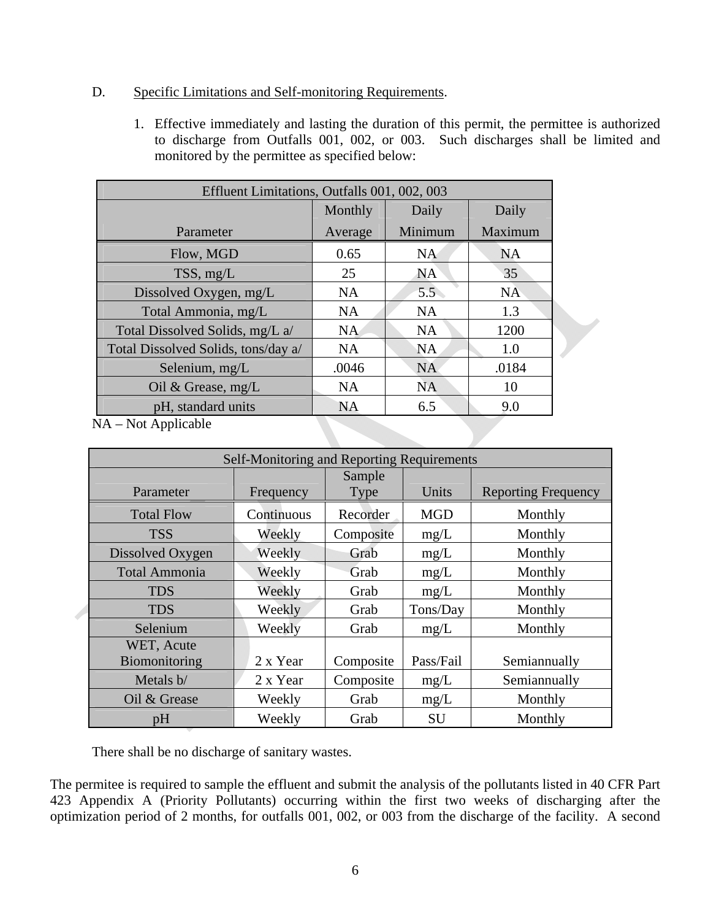D. Specific Limitations and Self-monitoring Requirements.

1. Effective immediately and lasting the duration of this permit, the permittee is authorized to discharge from Outfalls 001, 002, or 003. Such discharges shall be limited and monitored by the permittee as specified below:

| Effluent Limitations, Outfalls 001, 002, 003 | | | |
|---|---|---|---|
| Parameter | Monthly Average | Daily Minimum | Daily Maximum |
| Flow, MGD | 0.65 | NA | NA |
| TSS, mg/L | 25 | NA | 35 |
| Dissolved Oxygen, mg/L | NA | 5.5 | NA |
| Total Ammonia, mg/L | NA | NA | 1.3 |
| Total Dissolved Solids, mg/L a/ | NA | NA | 1200 |
| Total Dissolved Solids, tons/day a/ | NA | NA | 1.0 |
| Selenium, mg/L | .0046 | NA | .0184 |
| Oil & Grease, mg/L | NA | NA | 10 |
| pH, standard units | NA | 6.5 | 9.0 |

NA – Not Applicable

| Self-Monitoring and Reporting Requirements | | | | |
|---|---|---|---|---|
| Parameter | Frequency | Sample Type | Units | Reporting Frequency |
| Total Flow | Continuous | Recorder | MGD | Monthly |
| TSS | Weekly | Composite | mg/L | Monthly |
| Dissolved Oxygen | Weekly | Grab | mg/L | Monthly |
| Total Ammonia | Weekly | Grab | mg/L | Monthly |
| TDS | Weekly | Grab | mg/L | Monthly |
| TDS | Weekly | Grab | Tons/Day | Monthly |
| Selenium | Weekly | Grab | mg/L | Monthly |
| WET, Acute Biomonitoring | 2 x Year | Composite | Pass/Fail | Semiannually |
| Metals b/ | 2 x Year | Composite | mg/L | Semiannually |
| Oil & Grease | Weekly | Grab | mg/L | Monthly |
| pH | Weekly | Grab | SU | Monthly |

There shall be no discharge of sanitary wastes.

The permitee is required to sample the effluent and submit the analysis of the pollutants listed in 40 CFR Part 423 Appendix A (Priority Pollutants) occurring within the first two weeks of discharging after the optimization period of 2 months, for outfalls 001, 002, or 003 from the discharge of the facility. A second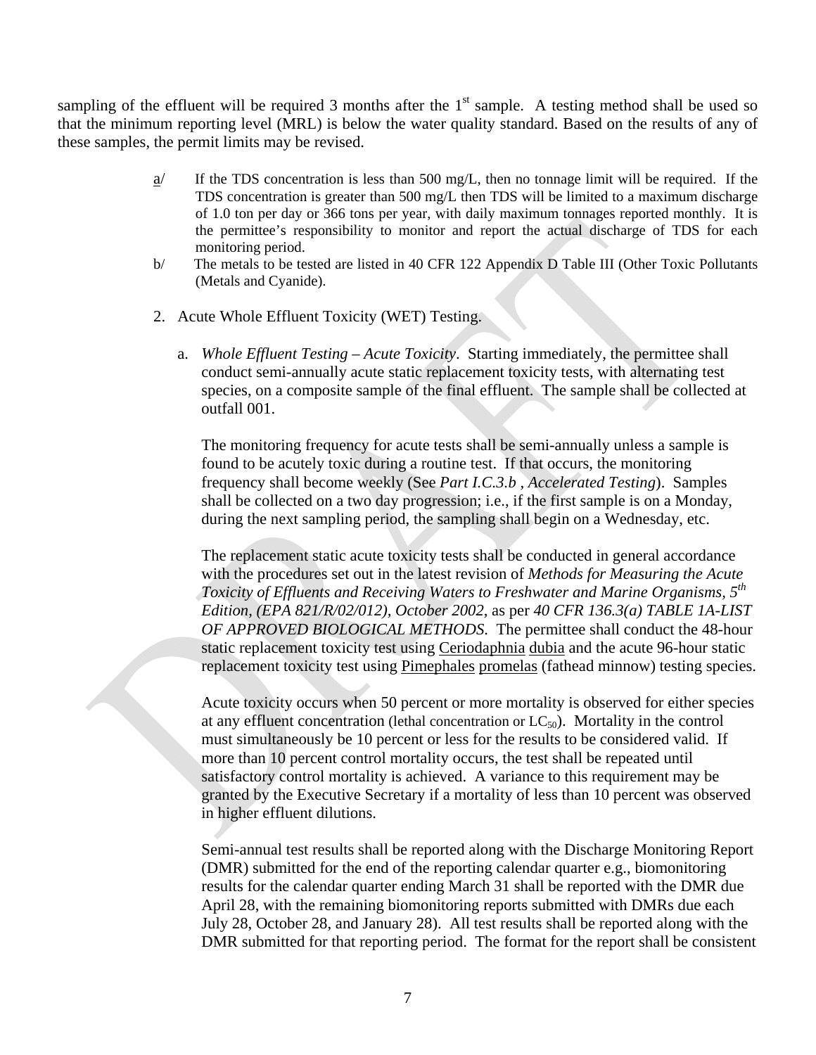sampling of the effluent will be required 3 months after the 1[st] sample. A testing method shall be used so that the minimum reporting level (MRL) is below the water quality standard. Based on the results of any of these samples, the permit limits may be revised.

a/ If the TDS concentration is less than 500 mg/L, then no tonnage limit will be required. If the TDS concentration is greater than 500 mg/L then TDS will be limited to a maximum discharge of 1.0 ton per day or 366 tons per year, with daily maximum tonnages reported monthly. It is the permittee's responsibility to monitor and report the actual discharge of TDS for each monitoring period.

b/ The metals to be tested are listed in 40 CFR 122 Appendix D Table III (Other Toxic Pollutants (Metals and Cyanide).

2. Acute Whole Effluent Toxicity (WET) Testing.

   a. *Whole Effluent Testing – Acute Toxicity*. Starting immediately, the permittee shall conduct semi-annually acute static replacement toxicity tests, with alternating test species, on a composite sample of the final effluent. The sample shall be collected at outfall 001.

      The monitoring frequency for acute tests shall be semi-annually unless a sample is found to be acutely toxic during a routine test. If that occurs, the monitoring frequency shall become weekly (See *Part I.C.3.b , Accelerated Testing*). Samples shall be collected on a two day progression; i.e., if the first sample is on a Monday, during the next sampling period, the sampling shall begin on a Wednesday, etc.

      The replacement static acute toxicity tests shall be conducted in general accordance with the procedures set out in the latest revision of *Methods for Measuring the Acute Toxicity of Effluents and Receiving Waters to Freshwater and Marine Organisms, 5[th] Edition, (EPA 821/R/02/012), October 2002*, as per *40 CFR 136.3(a) TABLE 1A-LIST OF APPROVED BIOLOGICAL METHODS*. The permittee shall conduct the 48-hour static replacement toxicity test using Ceriodaphnia dubia and the acute 96-hour static replacement toxicity test using Pimephales promelas (fathead minnow) testing species.

      Acute toxicity occurs when 50 percent or more mortality is observed for either species at any effluent concentration (lethal concentration or $LC_{50}$). Mortality in the control must simultaneously be 10 percent or less for the results to be considered valid. If more than 10 percent control mortality occurs, the test shall be repeated until satisfactory control mortality is achieved. A variance to this requirement may be granted by the Executive Secretary if a mortality of less than 10 percent was observed in higher effluent dilutions.

      Semi-annual test results shall be reported along with the Discharge Monitoring Report (DMR) submitted for the end of the reporting calendar quarter e.g., biomonitoring results for the calendar quarter ending March 31 shall be reported with the DMR due April 28, with the remaining biomonitoring reports submitted with DMRs due each July 28, October 28, and January 28). All test results shall be reported along with the DMR submitted for that reporting period. The format for the report shall be consistent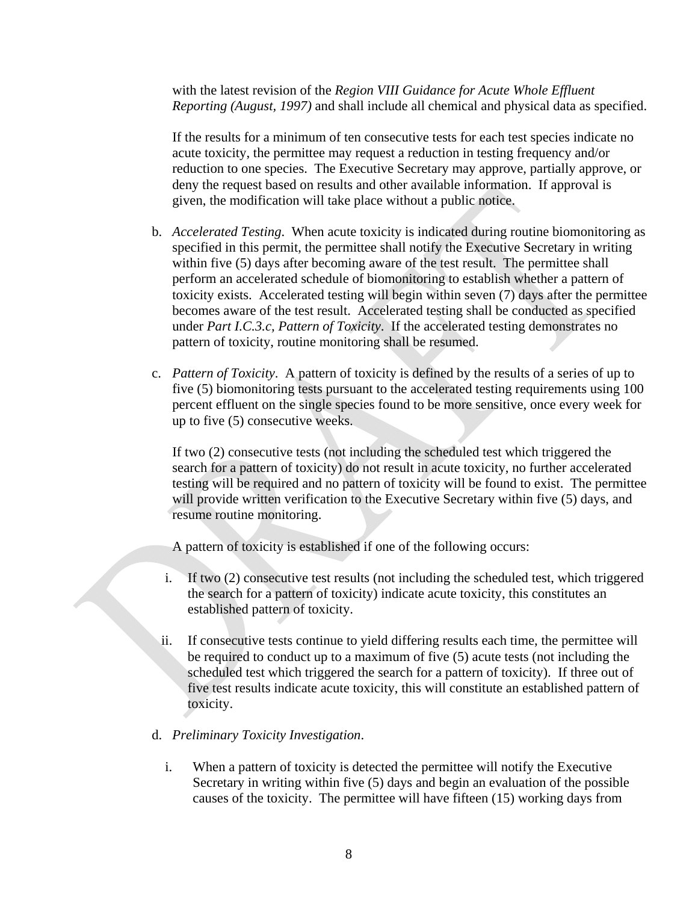with the latest revision of the *Region VIII Guidance for Acute Whole Effluent Reporting (August, 1997)* and shall include all chemical and physical data as specified.

If the results for a minimum of ten consecutive tests for each test species indicate no acute toxicity, the permittee may request a reduction in testing frequency and/or reduction to one species. The Executive Secretary may approve, partially approve, or deny the request based on results and other available information. If approval is given, the modification will take place without a public notice.

b. *Accelerated Testing*. When acute toxicity is indicated during routine biomonitoring as specified in this permit, the permittee shall notify the Executive Secretary in writing within five (5) days after becoming aware of the test result. The permittee shall perform an accelerated schedule of biomonitoring to establish whether a pattern of toxicity exists. Accelerated testing will begin within seven (7) days after the permittee becomes aware of the test result. Accelerated testing shall be conducted as specified under *Part I.C.3.c, Pattern of Toxicity*. If the accelerated testing demonstrates no pattern of toxicity, routine monitoring shall be resumed.

c. *Pattern of Toxicity*. A pattern of toxicity is defined by the results of a series of up to five (5) biomonitoring tests pursuant to the accelerated testing requirements using 100 percent effluent on the single species found to be more sensitive, once every week for up to five (5) consecutive weeks.

   If two (2) consecutive tests (not including the scheduled test which triggered the search for a pattern of toxicity) do not result in acute toxicity, no further accelerated testing will be required and no pattern of toxicity will be found to exist. The permittee will provide written verification to the Executive Secretary within five (5) days, and resume routine monitoring.

   A pattern of toxicity is established if one of the following occurs:

   i. If two (2) consecutive test results (not including the scheduled test, which triggered the search for a pattern of toxicity) indicate acute toxicity, this constitutes an established pattern of toxicity.

   ii. If consecutive tests continue to yield differing results each time, the permittee will be required to conduct up to a maximum of five (5) acute tests (not including the scheduled test which triggered the search for a pattern of toxicity). If three out of five test results indicate acute toxicity, this will constitute an established pattern of toxicity.

d. *Preliminary Toxicity Investigation*.

   i. When a pattern of toxicity is detected the permittee will notify the Executive Secretary in writing within five (5) days and begin an evaluation of the possible causes of the toxicity. The permittee will have fifteen (15) working days from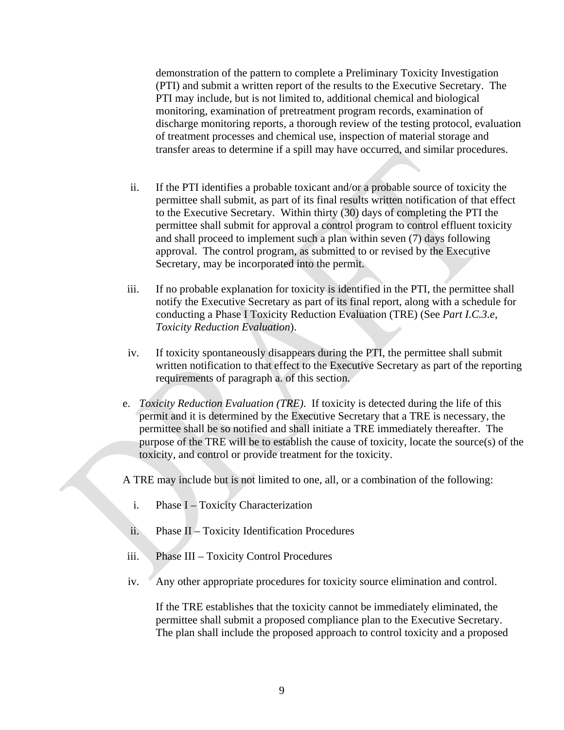demonstration of the pattern to complete a Preliminary Toxicity Investigation (PTI) and submit a written report of the results to the Executive Secretary. The PTI may include, but is not limited to, additional chemical and biological monitoring, examination of pretreatment program records, examination of discharge monitoring reports, a thorough review of the testing protocol, evaluation of treatment processes and chemical use, inspection of material storage and transfer areas to determine if a spill may have occurred, and similar procedures.

ii. If the PTI identifies a probable toxicant and/or a probable source of toxicity the permittee shall submit, as part of its final results written notification of that effect to the Executive Secretary. Within thirty (30) days of completing the PTI the permittee shall submit for approval a control program to control effluent toxicity and shall proceed to implement such a plan within seven (7) days following approval. The control program, as submitted to or revised by the Executive Secretary, may be incorporated into the permit.

iii. If no probable explanation for toxicity is identified in the PTI, the permittee shall notify the Executive Secretary as part of its final report, along with a schedule for conducting a Phase I Toxicity Reduction Evaluation (TRE) (See *Part I.C.3.e, Toxicity Reduction Evaluation*).

iv. If toxicity spontaneously disappears during the PTI, the permittee shall submit written notification to that effect to the Executive Secretary as part of the reporting requirements of paragraph a. of this section.

e. *Toxicity Reduction Evaluation (TRE)*. If toxicity is detected during the life of this permit and it is determined by the Executive Secretary that a TRE is necessary, the permittee shall be so notified and shall initiate a TRE immediately thereafter. The purpose of the TRE will be to establish the cause of toxicity, locate the source(s) of the toxicity, and control or provide treatment for the toxicity.

A TRE may include but is not limited to one, all, or a combination of the following:

i. Phase I – Toxicity Characterization

ii. Phase II – Toxicity Identification Procedures

iii. Phase III – Toxicity Control Procedures

iv. Any other appropriate procedures for toxicity source elimination and control.

If the TRE establishes that the toxicity cannot be immediately eliminated, the permittee shall submit a proposed compliance plan to the Executive Secretary. The plan shall include the proposed approach to control toxicity and a proposed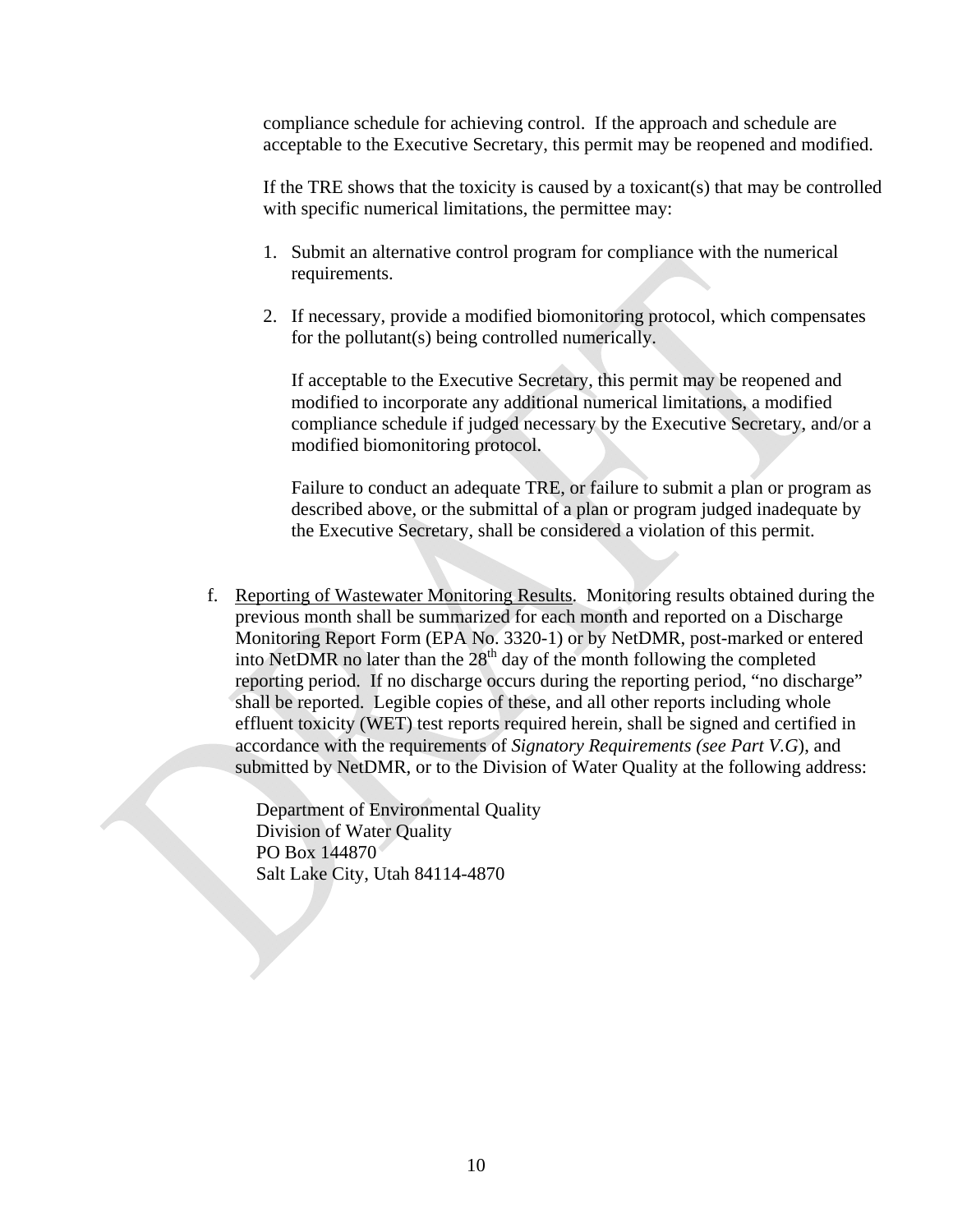compliance schedule for achieving control. If the approach and schedule are acceptable to the Executive Secretary, this permit may be reopened and modified.

If the TRE shows that the toxicity is caused by a toxicant(s) that may be controlled with specific numerical limitations, the permittee may:

1. Submit an alternative control program for compliance with the numerical requirements.

2. If necessary, provide a modified biomonitoring protocol, which compensates for the pollutant(s) being controlled numerically.

   If acceptable to the Executive Secretary, this permit may be reopened and modified to incorporate any additional numerical limitations, a modified compliance schedule if judged necessary by the Executive Secretary, and/or a modified biomonitoring protocol.

   Failure to conduct an adequate TRE, or failure to submit a plan or program as described above, or the submittal of a plan or program judged inadequate by the Executive Secretary, shall be considered a violation of this permit.

f. <u>Reporting of Wastewater Monitoring Results</u>. Monitoring results obtained during the previous month shall be summarized for each month and reported on a Discharge Monitoring Report Form (EPA No. 3320-1) or by NetDMR, post-marked or entered into NetDMR no later than the 28th day of the month following the completed reporting period. If no discharge occurs during the reporting period, "no discharge" shall be reported. Legible copies of these, and all other reports including whole effluent toxicity (WET) test reports required herein, shall be signed and certified in accordance with the requirements of *Signatory Requirements (see Part V.G)*, and submitted by NetDMR, or to the Division of Water Quality at the following address:

   Department of Environmental Quality
   Division of Water Quality
   PO Box 144870
   Salt Lake City, Utah 84114-4870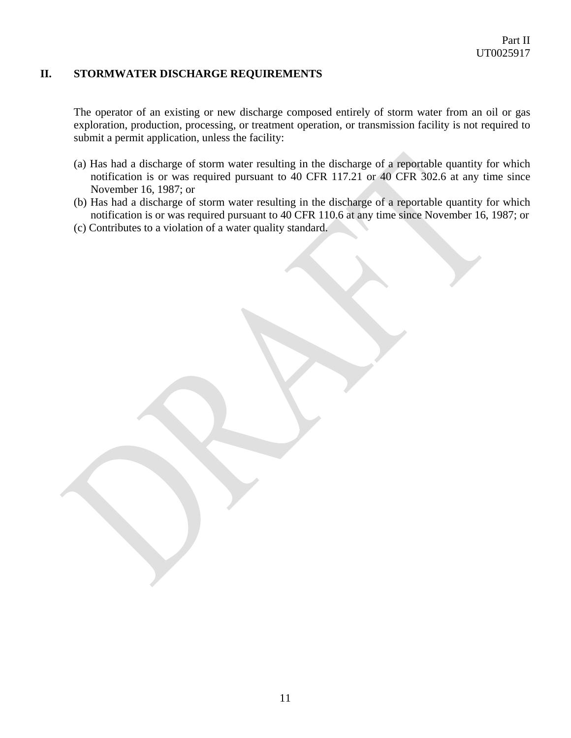## II. STORMWATER DISCHARGE REQUIREMENTS

The operator of an existing or new discharge composed entirely of storm water from an oil or gas exploration, production, processing, or treatment operation, or transmission facility is not required to submit a permit application, unless the facility:

(a) Has had a discharge of storm water resulting in the discharge of a reportable quantity for which notification is or was required pursuant to 40 CFR 117.21 or 40 CFR 302.6 at any time since November 16, 1987; or

(b) Has had a discharge of storm water resulting in the discharge of a reportable quantity for which notification is or was required pursuant to 40 CFR 110.6 at any time since November 16, 1987; or

(c) Contributes to a violation of a water quality standard.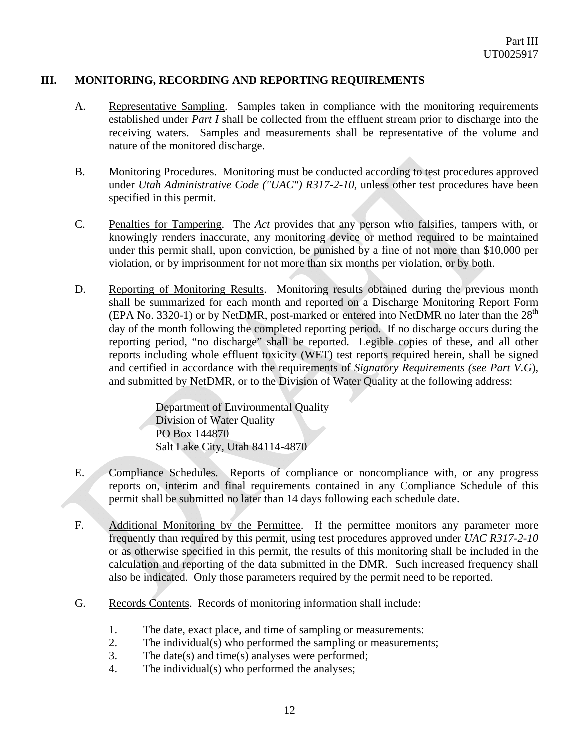## III. MONITORING, RECORDING AND REPORTING REQUIREMENTS

A. Representative Sampling. Samples taken in compliance with the monitoring requirements established under *Part I* shall be collected from the effluent stream prior to discharge into the receiving waters. Samples and measurements shall be representative of the volume and nature of the monitored discharge.

B. Monitoring Procedures. Monitoring must be conducted according to test procedures approved under *Utah Administrative Code ("UAC") R317-2-10*, unless other test procedures have been specified in this permit.

C. Penalties for Tampering. The *Act* provides that any person who falsifies, tampers with, or knowingly renders inaccurate, any monitoring device or method required to be maintained under this permit shall, upon conviction, be punished by a fine of not more than $10,000 per violation, or by imprisonment for not more than six months per violation, or by both.

D. Reporting of Monitoring Results. Monitoring results obtained during the previous month shall be summarized for each month and reported on a Discharge Monitoring Report Form (EPA No. 3320-1) or by NetDMR, post-marked or entered into NetDMR no later than the 28th day of the month following the completed reporting period. If no discharge occurs during the reporting period, "no discharge" shall be reported. Legible copies of these, and all other reports including whole effluent toxicity (WET) test reports required herein, shall be signed and certified in accordance with the requirements of *Signatory Requirements (see Part V.G*), and submitted by NetDMR, or to the Division of Water Quality at the following address:

Department of Environmental Quality
Division of Water Quality
PO Box 144870
Salt Lake City, Utah 84114-4870

E. Compliance Schedules. Reports of compliance or noncompliance with, or any progress reports on, interim and final requirements contained in any Compliance Schedule of this permit shall be submitted no later than 14 days following each schedule date.

F. Additional Monitoring by the Permittee. If the permittee monitors any parameter more frequently than required by this permit, using test procedures approved under *UAC R317-2-10* or as otherwise specified in this permit, the results of this monitoring shall be included in the calculation and reporting of the data submitted in the DMR. Such increased frequency shall also be indicated. Only those parameters required by the permit need to be reported.

G. Records Contents. Records of monitoring information shall include:

1. The date, exact place, and time of sampling or measurements:
2. The individual(s) who performed the sampling or measurements;
3. The date(s) and time(s) analyses were performed;
4. The individual(s) who performed the analyses;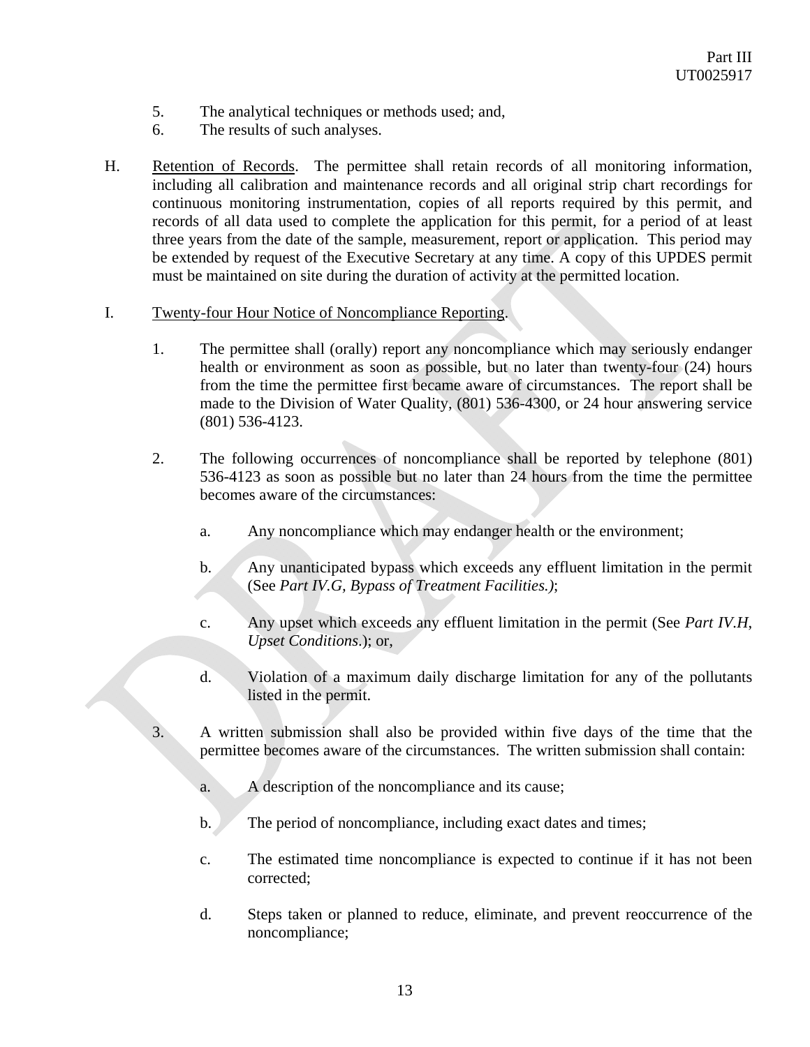5. The analytical techniques or methods used; and,
6. The results of such analyses.

H. Retention of Records. The permittee shall retain records of all monitoring information, including all calibration and maintenance records and all original strip chart recordings for continuous monitoring instrumentation, copies of all reports required by this permit, and records of all data used to complete the application for this permit, for a period of at least three years from the date of the sample, measurement, report or application. This period may be extended by request of the Executive Secretary at any time. A copy of this UPDES permit must be maintained on site during the duration of activity at the permitted location.

I. Twenty-four Hour Notice of Noncompliance Reporting.

1. The permittee shall (orally) report any noncompliance which may seriously endanger health or environment as soon as possible, but no later than twenty-four (24) hours from the time the permittee first became aware of circumstances. The report shall be made to the Division of Water Quality, (801) 536-4300, or 24 hour answering service (801) 536-4123.

2. The following occurrences of noncompliance shall be reported by telephone (801) 536-4123 as soon as possible but no later than 24 hours from the time the permittee becomes aware of the circumstances:

   a. Any noncompliance which may endanger health or the environment;

   b. Any unanticipated bypass which exceeds any effluent limitation in the permit (See *Part IV.G, Bypass of Treatment Facilities.)*;

   c. Any upset which exceeds any effluent limitation in the permit (See *Part IV.H, Upset Conditions*.); or,

   d. Violation of a maximum daily discharge limitation for any of the pollutants listed in the permit.

3. A written submission shall also be provided within five days of the time that the permittee becomes aware of the circumstances. The written submission shall contain:

   a. A description of the noncompliance and its cause;

   b. The period of noncompliance, including exact dates and times;

   c. The estimated time noncompliance is expected to continue if it has not been corrected;

   d. Steps taken or planned to reduce, eliminate, and prevent reoccurrence of the noncompliance;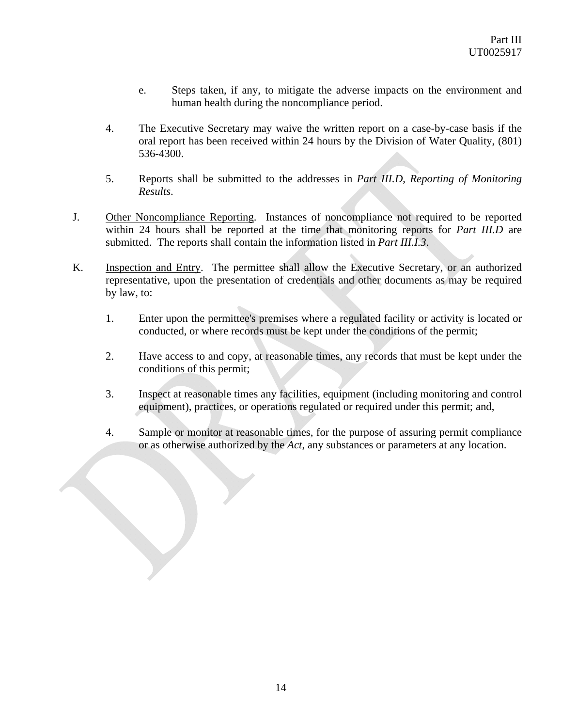e. Steps taken, if any, to mitigate the adverse impacts on the environment and human health during the noncompliance period.

4. The Executive Secretary may waive the written report on a case-by-case basis if the oral report has been received within 24 hours by the Division of Water Quality, (801) 536-4300.

5. Reports shall be submitted to the addresses in *Part III.D*, *Reporting of Monitoring Results*.

J. <u>Other Noncompliance Reporting</u>. Instances of noncompliance not required to be reported within 24 hours shall be reported at the time that monitoring reports for *Part III.D* are submitted. The reports shall contain the information listed in *Part III.I.3*.

K. <u>Inspection and Entry</u>. The permittee shall allow the Executive Secretary, or an authorized representative, upon the presentation of credentials and other documents as may be required by law, to:

1. Enter upon the permittee's premises where a regulated facility or activity is located or conducted, or where records must be kept under the conditions of the permit;

2. Have access to and copy, at reasonable times, any records that must be kept under the conditions of this permit;

3. Inspect at reasonable times any facilities, equipment (including monitoring and control equipment), practices, or operations regulated or required under this permit; and,

4. Sample or monitor at reasonable times, for the purpose of assuring permit compliance or as otherwise authorized by the *Act*, any substances or parameters at any location.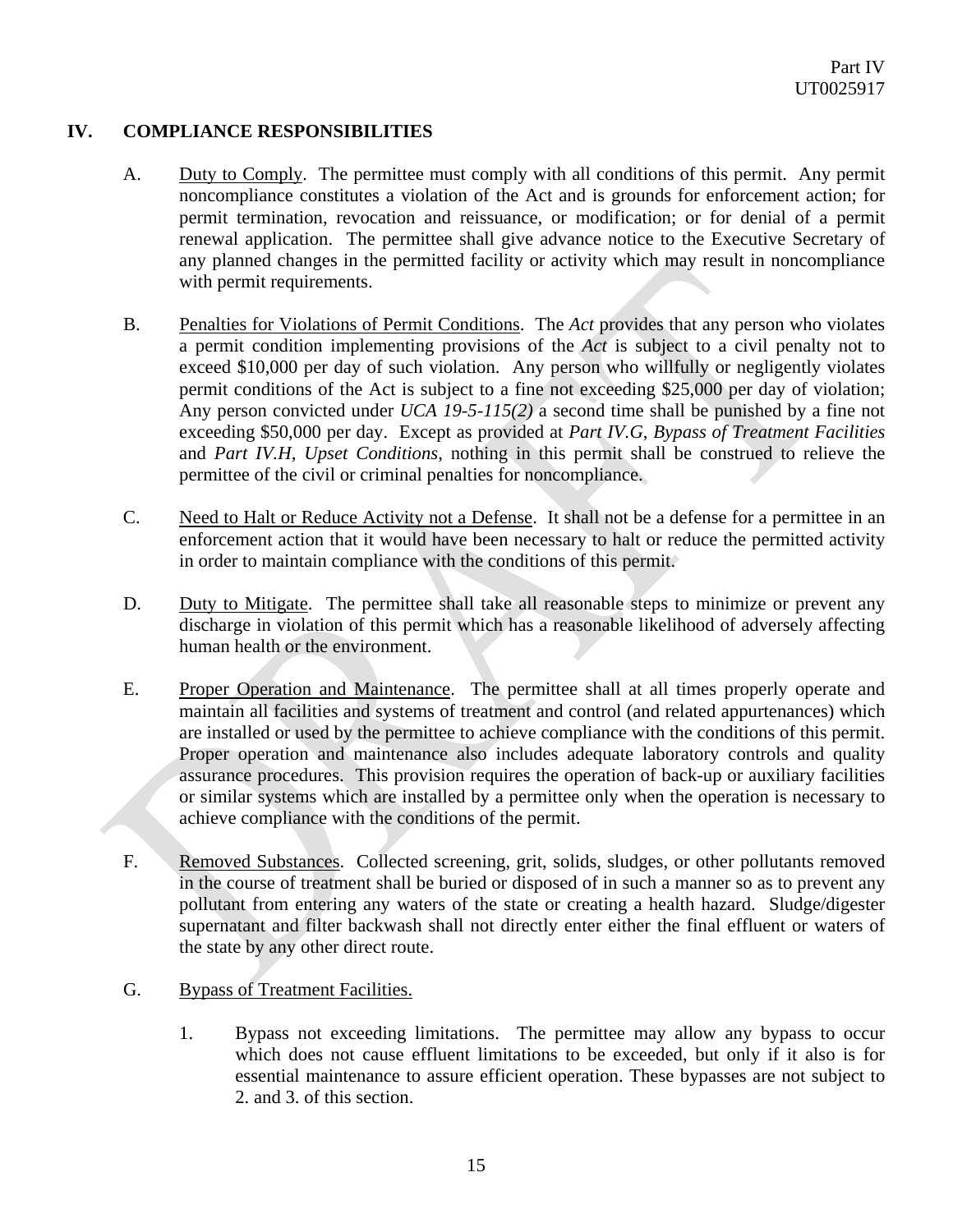## IV. COMPLIANCE RESPONSIBILITIES

A. Duty to Comply. The permittee must comply with all conditions of this permit. Any permit noncompliance constitutes a violation of the Act and is grounds for enforcement action; for permit termination, revocation and reissuance, or modification; or for denial of a permit renewal application. The permittee shall give advance notice to the Executive Secretary of any planned changes in the permitted facility or activity which may result in noncompliance with permit requirements.

B. Penalties for Violations of Permit Conditions. The *Act* provides that any person who violates a permit condition implementing provisions of the *Act* is subject to a civil penalty not to exceed $10,000 per day of such violation. Any person who willfully or negligently violates permit conditions of the Act is subject to a fine not exceeding $25,000 per day of violation; Any person convicted under *UCA 19-5-115(2)* a second time shall be punished by a fine not exceeding $50,000 per day. Except as provided at *Part IV.G, Bypass of Treatment Facilities* and *Part IV.H, Upset Conditions*, nothing in this permit shall be construed to relieve the permittee of the civil or criminal penalties for noncompliance.

C. Need to Halt or Reduce Activity not a Defense. It shall not be a defense for a permittee in an enforcement action that it would have been necessary to halt or reduce the permitted activity in order to maintain compliance with the conditions of this permit.

D. Duty to Mitigate. The permittee shall take all reasonable steps to minimize or prevent any discharge in violation of this permit which has a reasonable likelihood of adversely affecting human health or the environment.

E. Proper Operation and Maintenance. The permittee shall at all times properly operate and maintain all facilities and systems of treatment and control (and related appurtenances) which are installed or used by the permittee to achieve compliance with the conditions of this permit. Proper operation and maintenance also includes adequate laboratory controls and quality assurance procedures. This provision requires the operation of back-up or auxiliary facilities or similar systems which are installed by a permittee only when the operation is necessary to achieve compliance with the conditions of the permit.

F. Removed Substances. Collected screening, grit, solids, sludges, or other pollutants removed in the course of treatment shall be buried or disposed of in such a manner so as to prevent any pollutant from entering any waters of the state or creating a health hazard. Sludge/digester supernatant and filter backwash shall not directly enter either the final effluent or waters of the state by any other direct route.

G. Bypass of Treatment Facilities.

1. Bypass not exceeding limitations. The permittee may allow any bypass to occur which does not cause effluent limitations to be exceeded, but only if it also is for essential maintenance to assure efficient operation. These bypasses are not subject to 2. and 3. of this section.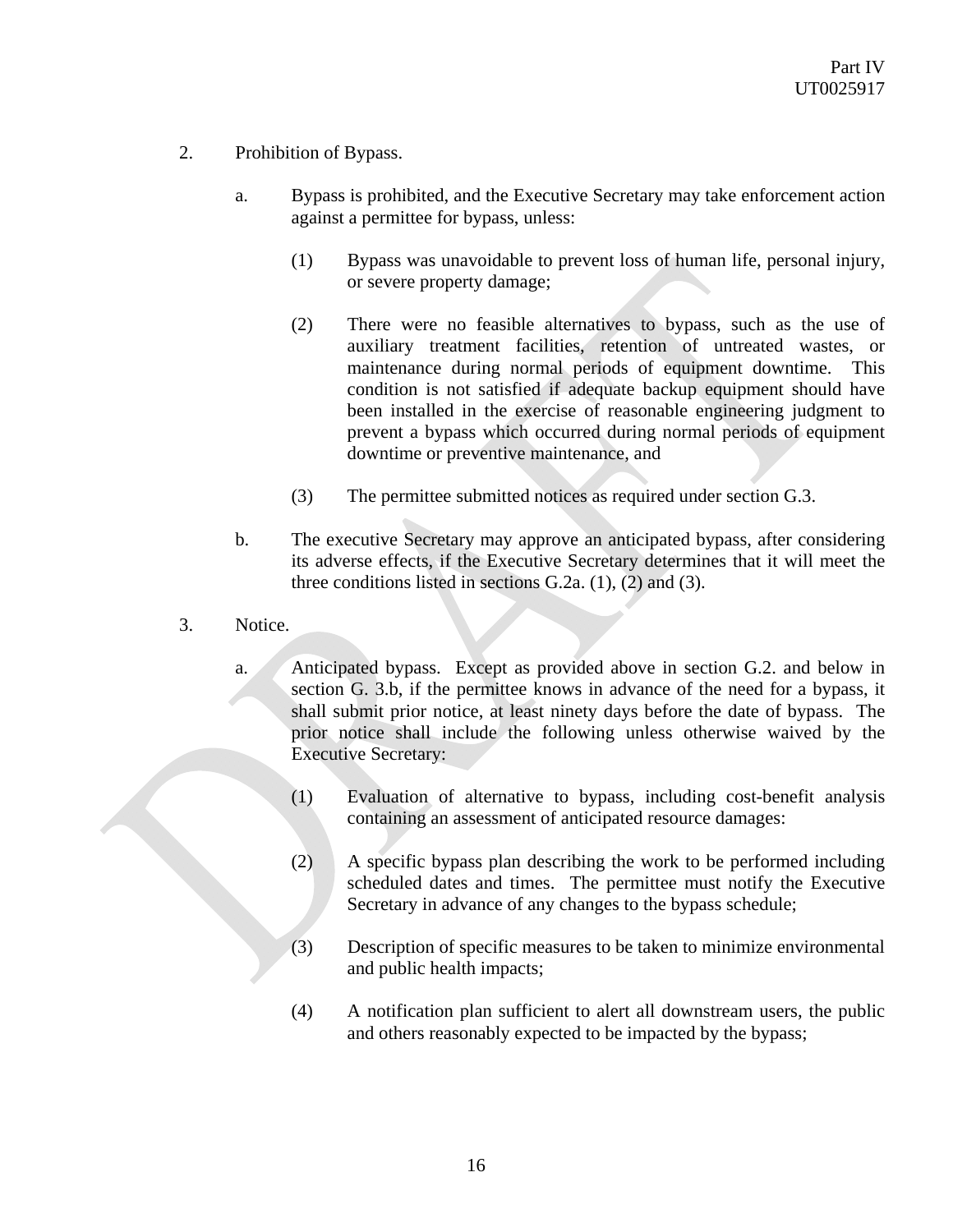2. Prohibition of Bypass.

   a. Bypass is prohibited, and the Executive Secretary may take enforcement action against a permittee for bypass, unless:

      (1) Bypass was unavoidable to prevent loss of human life, personal injury, or severe property damage;

      (2) There were no feasible alternatives to bypass, such as the use of auxiliary treatment facilities, retention of untreated wastes, or maintenance during normal periods of equipment downtime. This condition is not satisfied if adequate backup equipment should have been installed in the exercise of reasonable engineering judgment to prevent a bypass which occurred during normal periods of equipment downtime or preventive maintenance, and

      (3) The permittee submitted notices as required under section G.3.

   b. The executive Secretary may approve an anticipated bypass, after considering its adverse effects, if the Executive Secretary determines that it will meet the three conditions listed in sections G.2a. (1), (2) and (3).

3. Notice.

   a. Anticipated bypass. Except as provided above in section G.2. and below in section G. 3.b, if the permittee knows in advance of the need for a bypass, it shall submit prior notice, at least ninety days before the date of bypass. The prior notice shall include the following unless otherwise waived by the Executive Secretary:

      (1) Evaluation of alternative to bypass, including cost-benefit analysis containing an assessment of anticipated resource damages:

      (2) A specific bypass plan describing the work to be performed including scheduled dates and times. The permittee must notify the Executive Secretary in advance of any changes to the bypass schedule;

      (3) Description of specific measures to be taken to minimize environmental and public health impacts;

      (4) A notification plan sufficient to alert all downstream users, the public and others reasonably expected to be impacted by the bypass;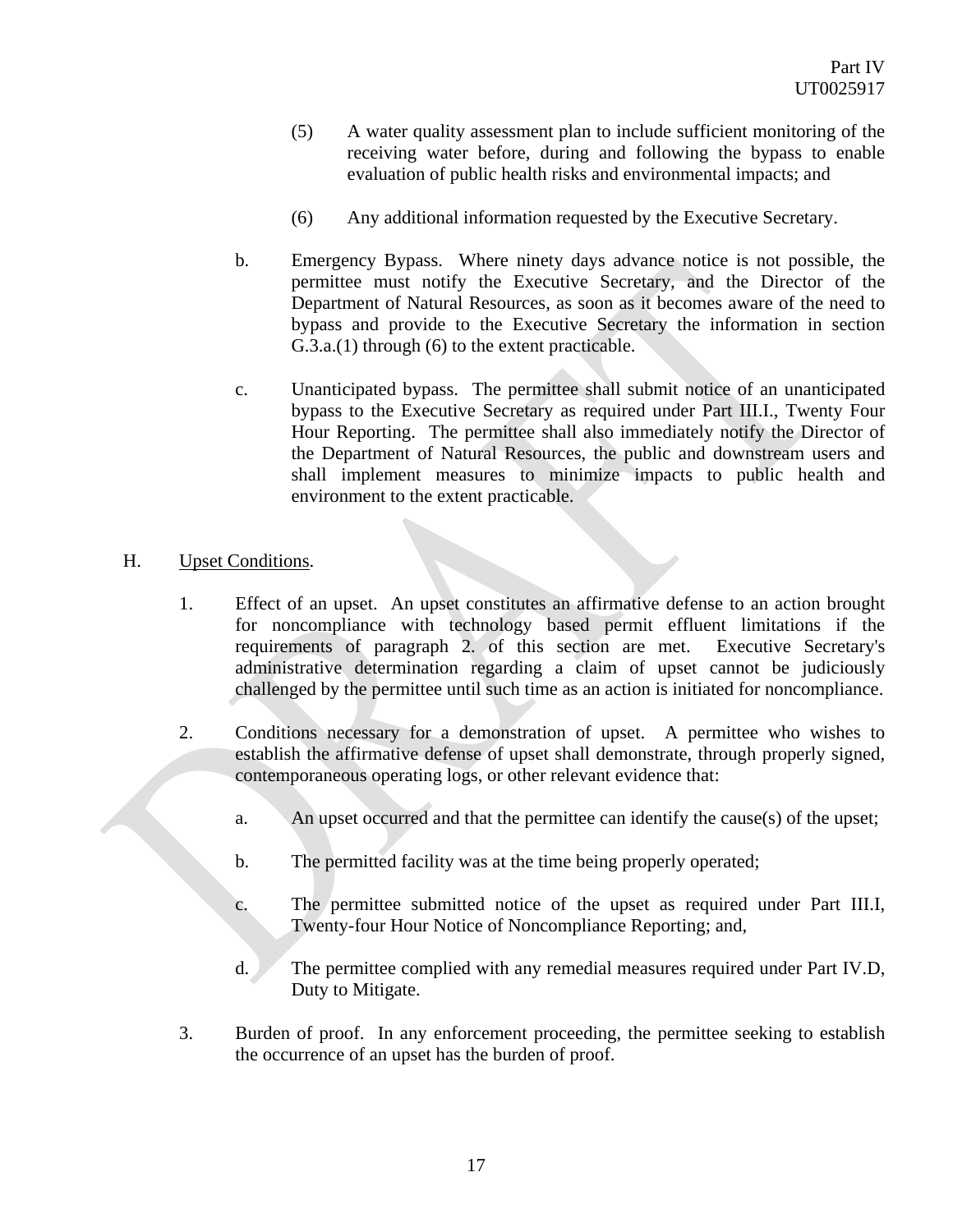(5) A water quality assessment plan to include sufficient monitoring of the receiving water before, during and following the bypass to enable evaluation of public health risks and environmental impacts; and

(6) Any additional information requested by the Executive Secretary.

b. Emergency Bypass. Where ninety days advance notice is not possible, the permittee must notify the Executive Secretary, and the Director of the Department of Natural Resources, as soon as it becomes aware of the need to bypass and provide to the Executive Secretary the information in section G.3.a.(1) through (6) to the extent practicable.

c. Unanticipated bypass. The permittee shall submit notice of an unanticipated bypass to the Executive Secretary as required under Part III.I., Twenty Four Hour Reporting. The permittee shall also immediately notify the Director of the Department of Natural Resources, the public and downstream users and shall implement measures to minimize impacts to public health and environment to the extent practicable.

H. <u>Upset Conditions</u>.

1. Effect of an upset. An upset constitutes an affirmative defense to an action brought for noncompliance with technology based permit effluent limitations if the requirements of paragraph 2. of this section are met. Executive Secretary's administrative determination regarding a claim of upset cannot be judiciously challenged by the permittee until such time as an action is initiated for noncompliance.

2. Conditions necessary for a demonstration of upset. A permittee who wishes to establish the affirmative defense of upset shall demonstrate, through properly signed, contemporaneous operating logs, or other relevant evidence that:

   a. An upset occurred and that the permittee can identify the cause(s) of the upset;

   b. The permitted facility was at the time being properly operated;

   c. The permittee submitted notice of the upset as required under Part III.I, Twenty-four Hour Notice of Noncompliance Reporting; and,

   d. The permittee complied with any remedial measures required under Part IV.D, Duty to Mitigate.

3. Burden of proof. In any enforcement proceeding, the permittee seeking to establish the occurrence of an upset has the burden of proof.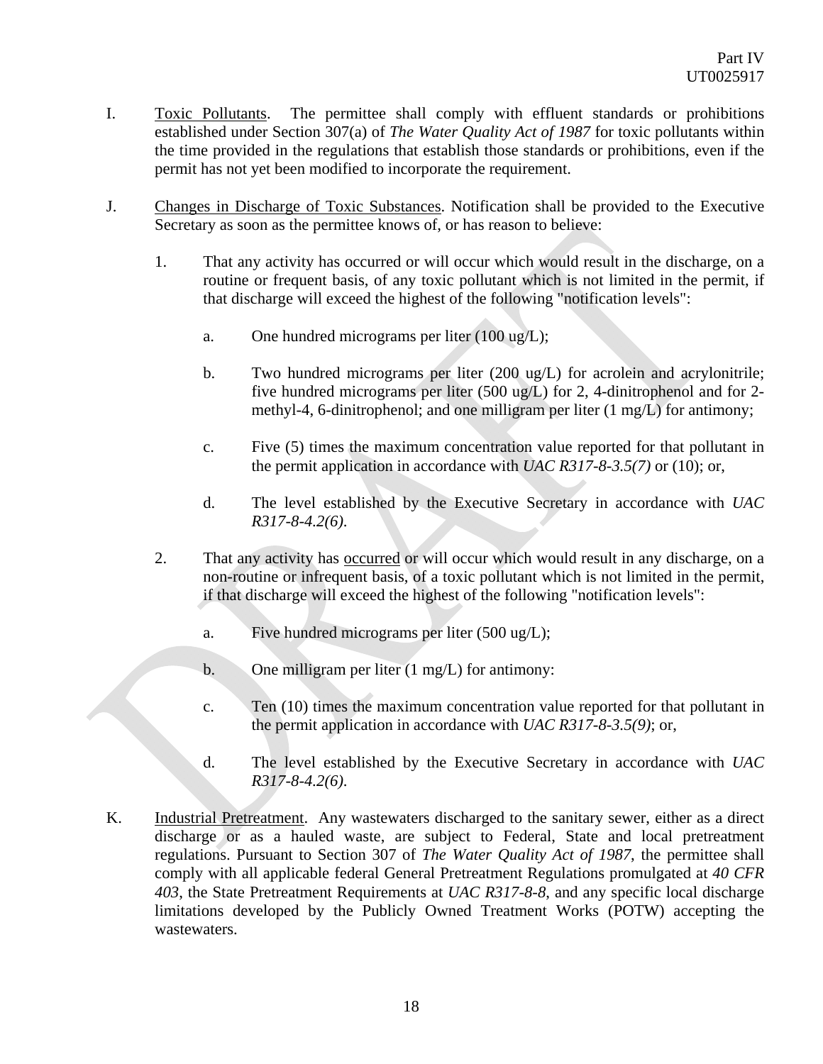I. Toxic Pollutants. The permittee shall comply with effluent standards or prohibitions established under Section 307(a) of *The Water Quality Act of 1987* for toxic pollutants within the time provided in the regulations that establish those standards or prohibitions, even if the permit has not yet been modified to incorporate the requirement.

J. Changes in Discharge of Toxic Substances. Notification shall be provided to the Executive Secretary as soon as the permittee knows of, or has reason to believe:

1. That any activity has occurred or will occur which would result in the discharge, on a routine or frequent basis, of any toxic pollutant which is not limited in the permit, if that discharge will exceed the highest of the following "notification levels":

   a. One hundred micrograms per liter (100 ug/L);

   b. Two hundred micrograms per liter (200 ug/L) for acrolein and acrylonitrile; five hundred micrograms per liter (500 ug/L) for 2, 4-dinitrophenol and for 2-methyl-4, 6-dinitrophenol; and one milligram per liter (1 mg/L) for antimony;

   c. Five (5) times the maximum concentration value reported for that pollutant in the permit application in accordance with *UAC R317-8-3.5(7)* or (10); or,

   d. The level established by the Executive Secretary in accordance with *UAC R317-8-4.2(6)*.

2. That any activity has occurred or will occur which would result in any discharge, on a non-routine or infrequent basis, of a toxic pollutant which is not limited in the permit, if that discharge will exceed the highest of the following "notification levels":

   a. Five hundred micrograms per liter (500 ug/L);

   b. One milligram per liter (1 mg/L) for antimony:

   c. Ten (10) times the maximum concentration value reported for that pollutant in the permit application in accordance with *UAC R317-8-3.5(9)*; or,

   d. The level established by the Executive Secretary in accordance with *UAC R317-8-4.2(6)*.

K. Industrial Pretreatment. Any wastewaters discharged to the sanitary sewer, either as a direct discharge or as a hauled waste, are subject to Federal, State and local pretreatment regulations. Pursuant to Section 307 of *The Water Quality Act of 1987*, the permittee shall comply with all applicable federal General Pretreatment Regulations promulgated at *40 CFR 403*, the State Pretreatment Requirements at *UAC R317-8-8*, and any specific local discharge limitations developed by the Publicly Owned Treatment Works (POTW) accepting the wastewaters.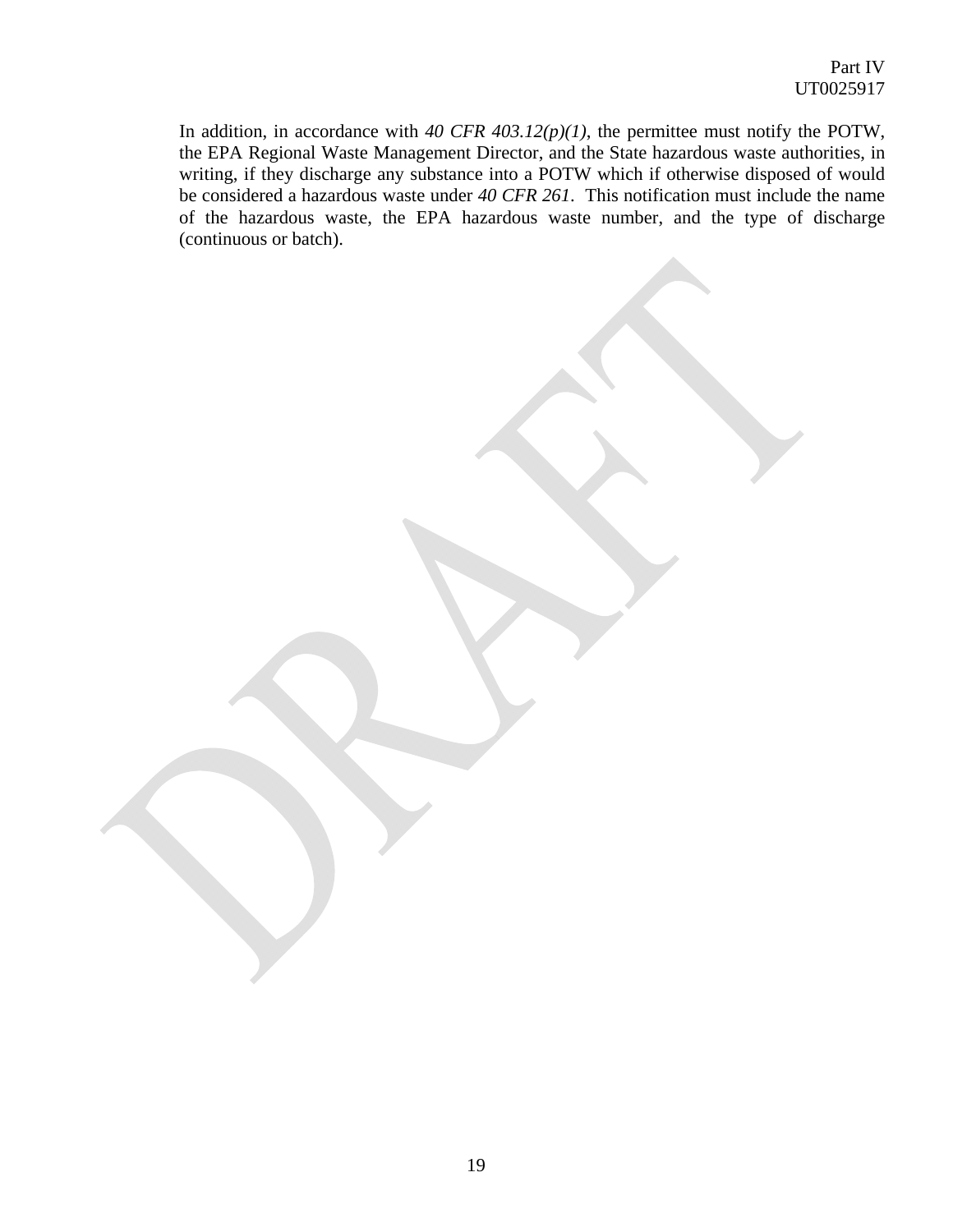In addition, in accordance with *40 CFR 403.12(p)(1)*, the permittee must notify the POTW, the EPA Regional Waste Management Director, and the State hazardous waste authorities, in writing, if they discharge any substance into a POTW which if otherwise disposed of would be considered a hazardous waste under *40 CFR 261*. This notification must include the name of the hazardous waste, the EPA hazardous waste number, and the type of discharge (continuous or batch).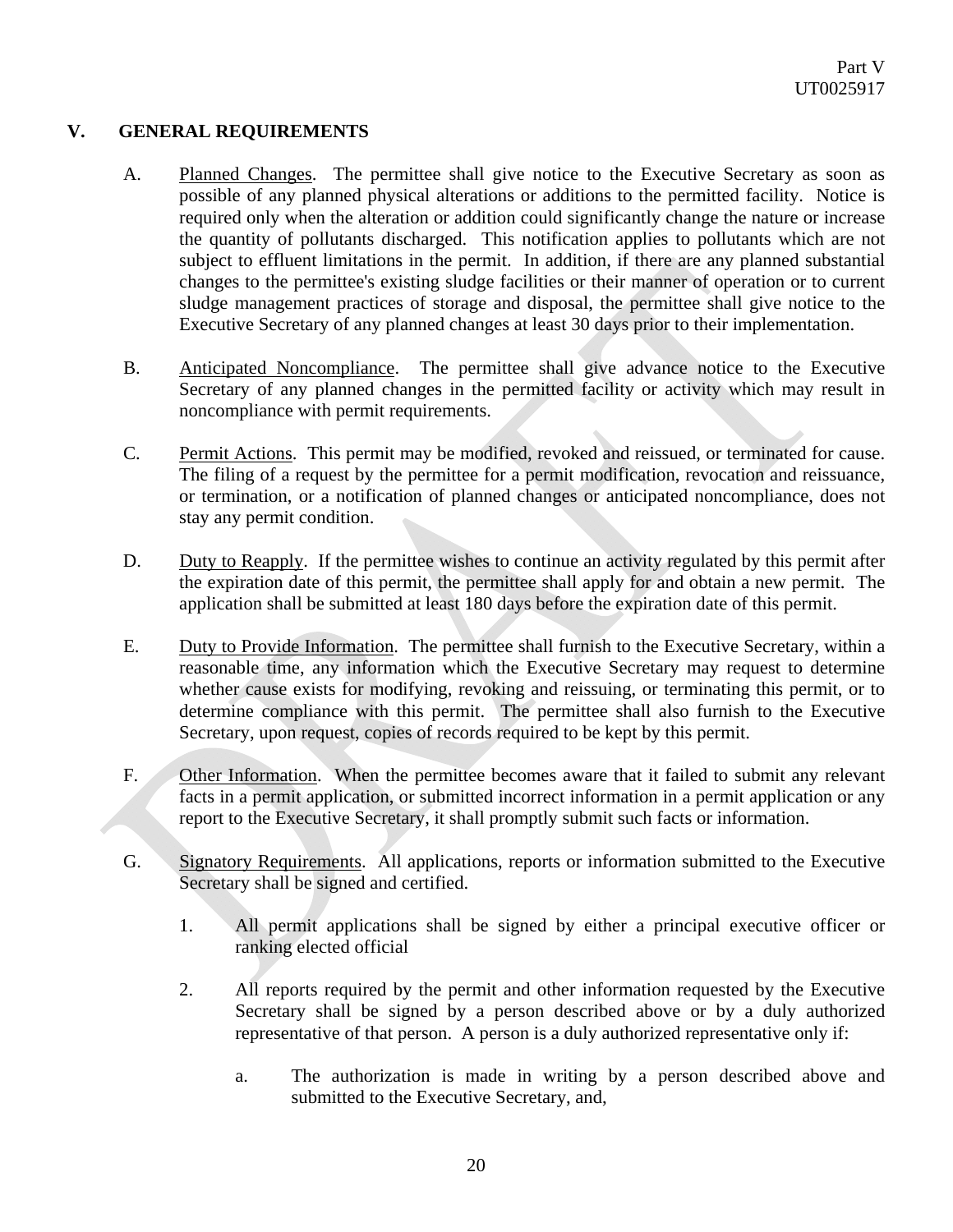## V. GENERAL REQUIREMENTS

A. Planned Changes. The permittee shall give notice to the Executive Secretary as soon as possible of any planned physical alterations or additions to the permitted facility. Notice is required only when the alteration or addition could significantly change the nature or increase the quantity of pollutants discharged. This notification applies to pollutants which are not subject to effluent limitations in the permit. In addition, if there are any planned substantial changes to the permittee's existing sludge facilities or their manner of operation or to current sludge management practices of storage and disposal, the permittee shall give notice to the Executive Secretary of any planned changes at least 30 days prior to their implementation.

B. Anticipated Noncompliance. The permittee shall give advance notice to the Executive Secretary of any planned changes in the permitted facility or activity which may result in noncompliance with permit requirements.

C. Permit Actions. This permit may be modified, revoked and reissued, or terminated for cause. The filing of a request by the permittee for a permit modification, revocation and reissuance, or termination, or a notification of planned changes or anticipated noncompliance, does not stay any permit condition.

D. Duty to Reapply. If the permittee wishes to continue an activity regulated by this permit after the expiration date of this permit, the permittee shall apply for and obtain a new permit. The application shall be submitted at least 180 days before the expiration date of this permit.

E. Duty to Provide Information. The permittee shall furnish to the Executive Secretary, within a reasonable time, any information which the Executive Secretary may request to determine whether cause exists for modifying, revoking and reissuing, or terminating this permit, or to determine compliance with this permit. The permittee shall also furnish to the Executive Secretary, upon request, copies of records required to be kept by this permit.

F. Other Information. When the permittee becomes aware that it failed to submit any relevant facts in a permit application, or submitted incorrect information in a permit application or any report to the Executive Secretary, it shall promptly submit such facts or information.

G. Signatory Requirements. All applications, reports or information submitted to the Executive Secretary shall be signed and certified.

1. All permit applications shall be signed by either a principal executive officer or ranking elected official

2. All reports required by the permit and other information requested by the Executive Secretary shall be signed by a person described above or by a duly authorized representative of that person. A person is a duly authorized representative only if:

a. The authorization is made in writing by a person described above and submitted to the Executive Secretary, and,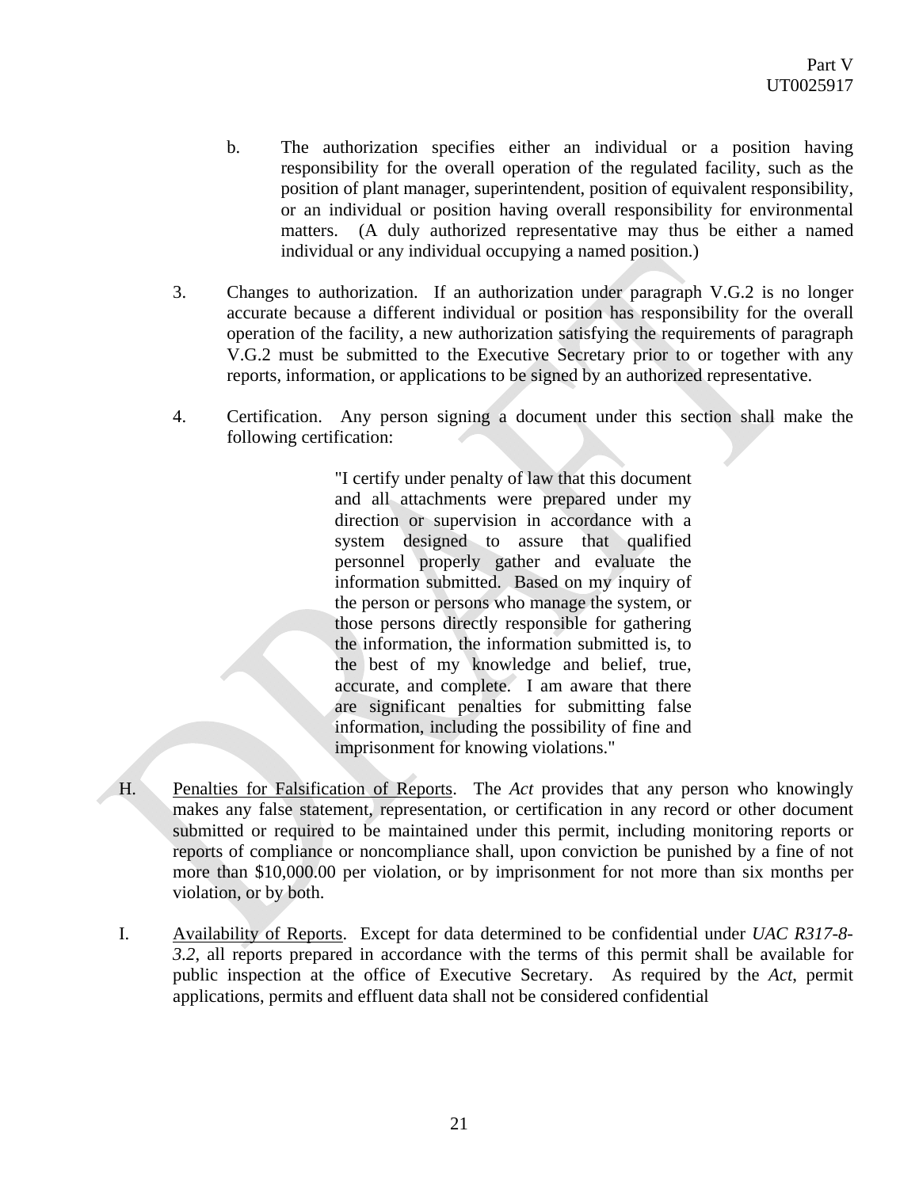b. The authorization specifies either an individual or a position having responsibility for the overall operation of the regulated facility, such as the position of plant manager, superintendent, position of equivalent responsibility, or an individual or position having overall responsibility for environmental matters. (A duly authorized representative may thus be either a named individual or any individual occupying a named position.)

3. Changes to authorization. If an authorization under paragraph V.G.2 is no longer accurate because a different individual or position has responsibility for the overall operation of the facility, a new authorization satisfying the requirements of paragraph V.G.2 must be submitted to the Executive Secretary prior to or together with any reports, information, or applications to be signed by an authorized representative.

4. Certification. Any person signing a document under this section shall make the following certification:

> "I certify under penalty of law that this document and all attachments were prepared under my direction or supervision in accordance with a system designed to assure that qualified personnel properly gather and evaluate the information submitted. Based on my inquiry of the person or persons who manage the system, or those persons directly responsible for gathering the information, the information submitted is, to the best of my knowledge and belief, true, accurate, and complete. I am aware that there are significant penalties for submitting false information, including the possibility of fine and imprisonment for knowing violations."

H. Penalties for Falsification of Reports. The *Act* provides that any person who knowingly makes any false statement, representation, or certification in any record or other document submitted or required to be maintained under this permit, including monitoring reports or reports of compliance or noncompliance shall, upon conviction be punished by a fine of not more than $10,000.00 per violation, or by imprisonment for not more than six months per violation, or by both.

I. Availability of Reports. Except for data determined to be confidential under *UAC R317-8-3.2*, all reports prepared in accordance with the terms of this permit shall be available for public inspection at the office of Executive Secretary. As required by the *Act*, permit applications, permits and effluent data shall not be considered confidential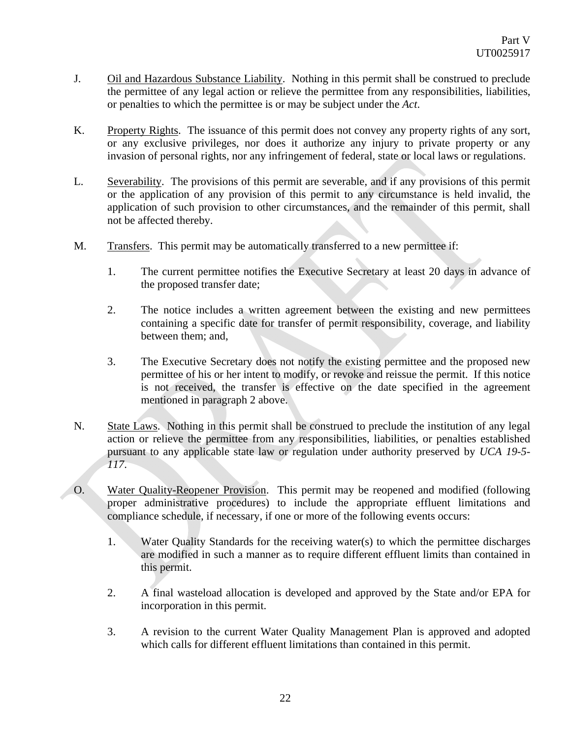J. Oil and Hazardous Substance Liability. Nothing in this permit shall be construed to preclude the permittee of any legal action or relieve the permittee from any responsibilities, liabilities, or penalties to which the permittee is or may be subject under the *Act*.

K. Property Rights. The issuance of this permit does not convey any property rights of any sort, or any exclusive privileges, nor does it authorize any injury to private property or any invasion of personal rights, nor any infringement of federal, state or local laws or regulations.

L. Severability. The provisions of this permit are severable, and if any provisions of this permit or the application of any provision of this permit to any circumstance is held invalid, the application of such provision to other circumstances, and the remainder of this permit, shall not be affected thereby.

M. Transfers. This permit may be automatically transferred to a new permittee if:

  1. The current permittee notifies the Executive Secretary at least 20 days in advance of the proposed transfer date;

  2. The notice includes a written agreement between the existing and new permittees containing a specific date for transfer of permit responsibility, coverage, and liability between them; and,

  3. The Executive Secretary does not notify the existing permittee and the proposed new permittee of his or her intent to modify, or revoke and reissue the permit. If this notice is not received, the transfer is effective on the date specified in the agreement mentioned in paragraph 2 above.

N. State Laws. Nothing in this permit shall be construed to preclude the institution of any legal action or relieve the permittee from any responsibilities, liabilities, or penalties established pursuant to any applicable state law or regulation under authority preserved by *UCA 19-5-117*.

O. Water Quality-Reopener Provision. This permit may be reopened and modified (following proper administrative procedures) to include the appropriate effluent limitations and compliance schedule, if necessary, if one or more of the following events occurs:

  1. Water Quality Standards for the receiving water(s) to which the permittee discharges are modified in such a manner as to require different effluent limits than contained in this permit.

  2. A final wasteload allocation is developed and approved by the State and/or EPA for incorporation in this permit.

  3. A revision to the current Water Quality Management Plan is approved and adopted which calls for different effluent limitations than contained in this permit.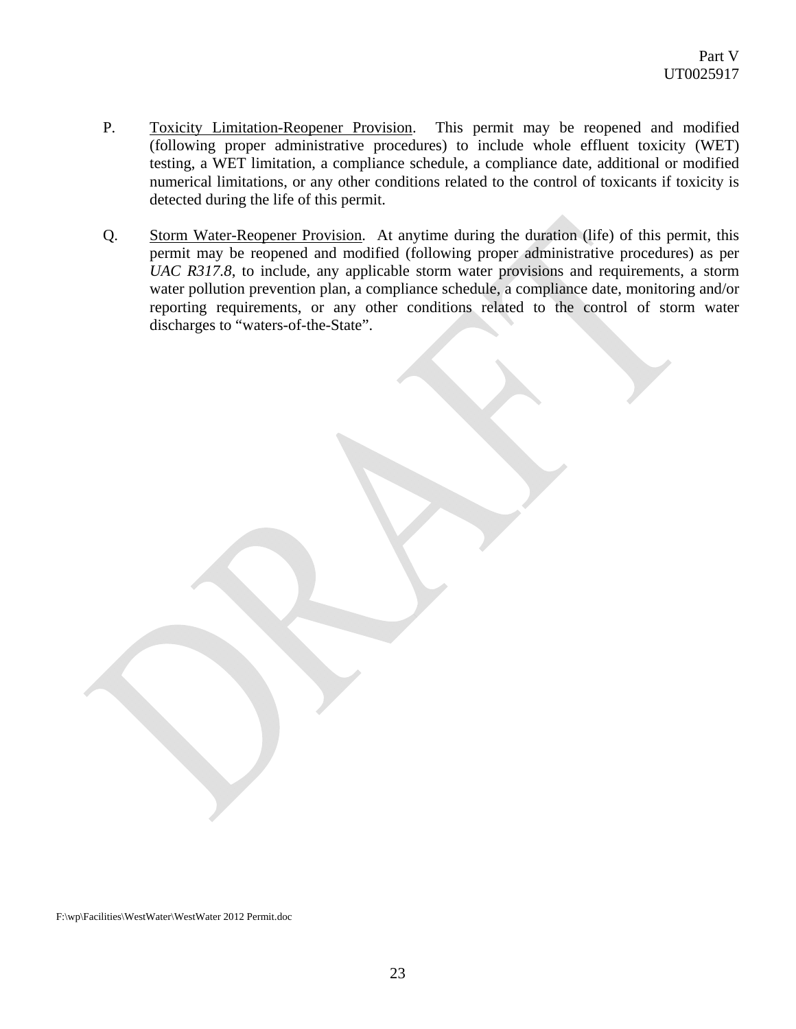P. Toxicity Limitation-Reopener Provision. This permit may be reopened and modified (following proper administrative procedures) to include whole effluent toxicity (WET) testing, a WET limitation, a compliance schedule, a compliance date, additional or modified numerical limitations, or any other conditions related to the control of toxicants if toxicity is detected during the life of this permit.

Q. Storm Water-Reopener Provision. At anytime during the duration (life) of this permit, this permit may be reopened and modified (following proper administrative procedures) as per *UAC R317.8*, to include, any applicable storm water provisions and requirements, a storm water pollution prevention plan, a compliance schedule, a compliance date, monitoring and/or reporting requirements, or any other conditions related to the control of storm water discharges to “waters-of-the-State”.